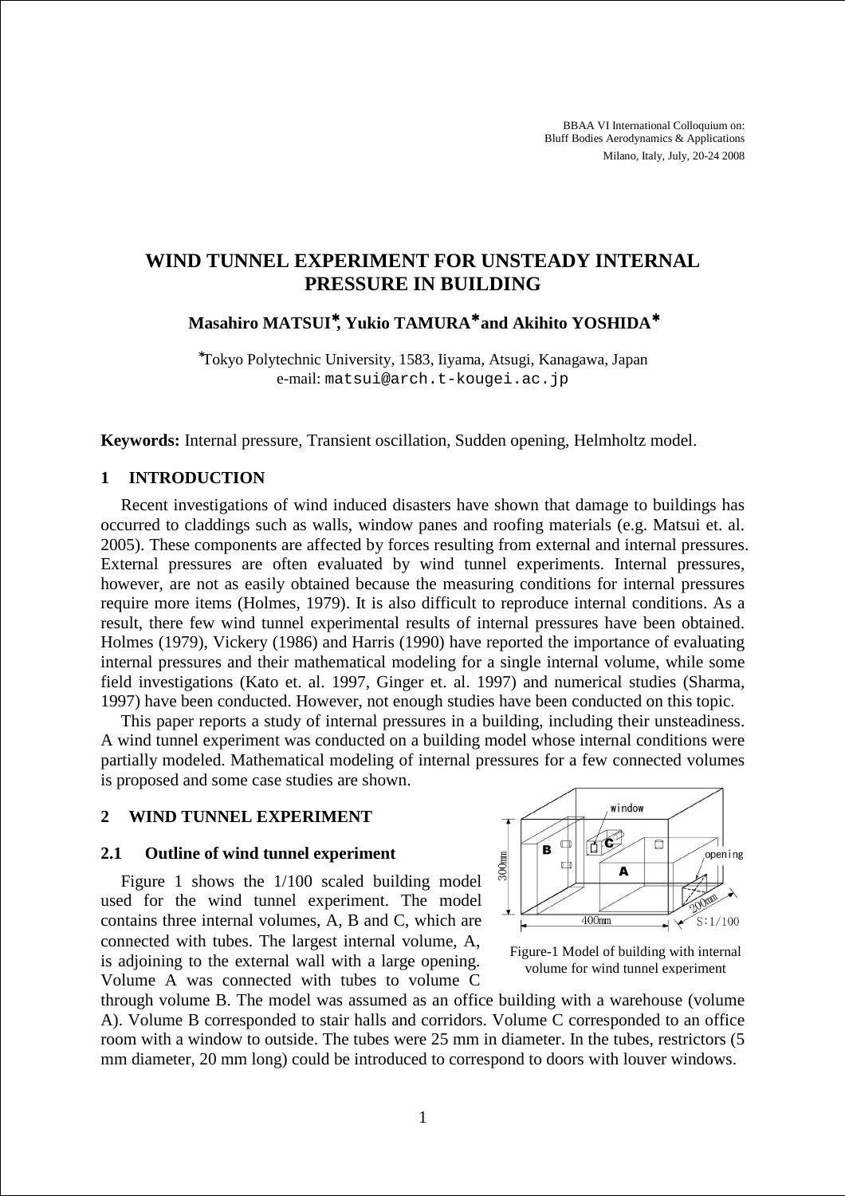# WIND TUNNEL EXPERIMENT FOR UNSTEADY INTERNAL PRESSURE IN BUILDING

**Masahiro MATSUI\*, Yukio TAMURA\* and Akihito YOSHIDA\***

\*Tokyo Polytechnic University, 1583, Iiyama, Atsugi, Kanagawa, Japan
e-mail: matsui@arch.t-kougei.ac.jp

**Keywords:** Internal pressure, Transient oscillation, Sudden opening, Helmholtz model.

## 1 INTRODUCTION

Recent investigations of wind induced disasters have shown that damage to buildings has occurred to claddings such as walls, window panes and roofing materials (e.g. Matsui et. al. 2005). These components are affected by forces resulting from external and internal pressures. External pressures are often evaluated by wind tunnel experiments. Internal pressures, however, are not as easily obtained because the measuring conditions for internal pressures require more items (Holmes, 1979). It is also difficult to reproduce internal conditions. As a result, there few wind tunnel experimental results of internal pressures have been obtained. Holmes (1979), Vickery (1986) and Harris (1990) have reported the importance of evaluating internal pressures and their mathematical modeling for a single internal volume, while some field investigations (Kato et. al. 1997, Ginger et. al. 1997) and numerical studies (Sharma, 1997) have been conducted. However, not enough studies have been conducted on this topic.

This paper reports a study of internal pressures in a building, including their unsteadiness. A wind tunnel experiment was conducted on a building model whose internal conditions were partially modeled. Mathematical modeling of internal pressures for a few connected volumes is proposed and some case studies are shown.

## 2 WIND TUNNEL EXPERIMENT

### 2.1 Outline of wind tunnel experiment

Figure 1 shows the 1/100 scaled building model used for the wind tunnel experiment. The model contains three internal volumes, A, B and C, which are connected with tubes. The largest internal volume, A, is adjoining to the external wall with a large opening. Volume A was connected with tubes to volume C through volume B. The model was assumed as an office building with a warehouse (volume A). Volume B corresponded to stair halls and corridors. Volume C corresponded to an office room with a window to outside. The tubes were 25 mm in diameter. In the tubes, restrictors (5 mm diameter, 20 mm long) could be introduced to correspond to doors with louver windows.

Figure-1 Model of building with internal volume for wind tunnel experiment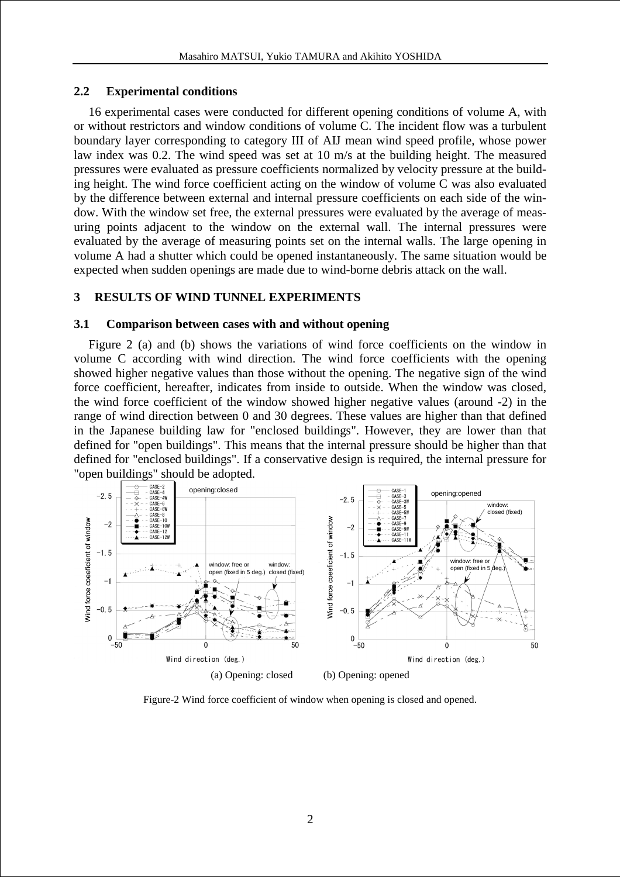## 2.2 Experimental conditions

16 experimental cases were conducted for different opening conditions of volume A, with or without restrictors and window conditions of volume C. The incident flow was a turbulent boundary layer corresponding to category III of AIJ mean wind speed profile, whose power law index was 0.2. The wind speed was set at 10 m/s at the building height. The measured pressures were evaluated as pressure coefficients normalized by velocity pressure at the building height. The wind force coefficient acting on the window of volume C was also evaluated by the difference between external and internal pressure coefficients on each side of the window. With the window set free, the external pressures were evaluated by the average of measuring points adjacent to the window on the external wall. The internal pressures were evaluated by the average of measuring points set on the internal walls. The large opening in volume A had a shutter which could be opened instantaneously. The same situation would be expected when sudden openings are made due to wind-borne debris attack on the wall.

# 3 RESULTS OF WIND TUNNEL EXPERIMENTS

## 3.1 Comparison between cases with and without opening

Figure 2 (a) and (b) shows the variations of wind force coefficients on the window in volume C according with wind direction. The wind force coefficients with the opening showed higher negative values than those without the opening. The negative sign of the wind force coefficient, hereafter, indicates from inside to outside. When the window was closed, the wind force coefficient of the window showed higher negative values (around -2) in the range of wind direction between 0 and 30 degrees. These values are higher than that defined in the Japanese building law for "enclosed buildings". However, they are lower than that defined for "open buildings". This means that the internal pressure should be higher than that defined for "enclosed buildings". If a conservative design is required, the internal pressure for "open buildings" should be adopted.

(a) Opening: closed (b) Opening: opened

Figure-2 Wind force coefficient of window when opening is closed and opened.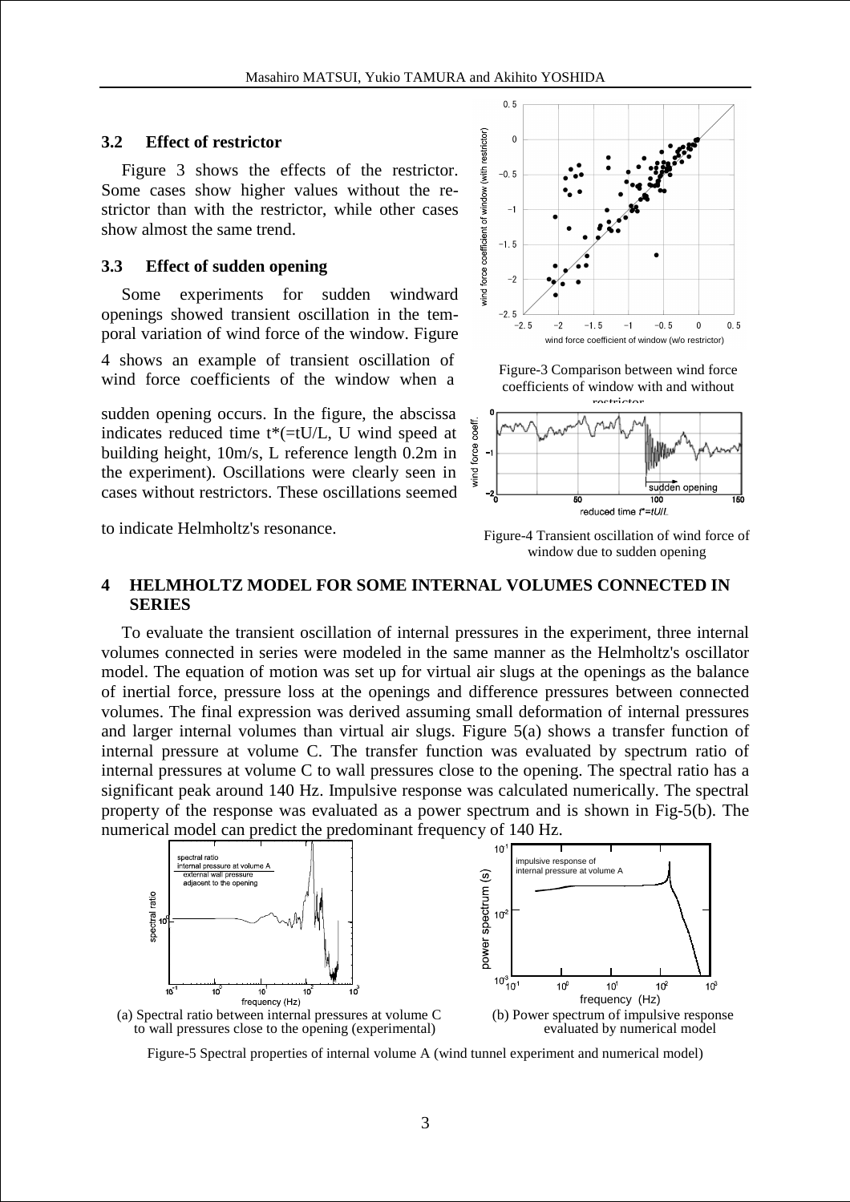### 3.2 Effect of restrictor

Figure 3 shows the effects of the restrictor. Some cases show higher values without the restrictor than with the restrictor, while other cases show almost the same trend.

### 3.3 Effect of sudden opening

Some experiments for sudden windward openings showed transient oscillation in the temporal variation of wind force of the window. Figure 4 shows an example of transient oscillation of wind force coefficients of the window when a sudden opening occurs. In the figure, the abscissa indicates reduced time t*(=tU/L, U wind speed at building height, 10m/s, L reference length 0.2m in the experiment). Oscillations were clearly seen in cases without restrictors. These oscillations seemed to indicate Helmholtz's resonance.

Figure-3 Comparison between wind force coefficients of window with and without restrictor

Figure-4 Transient oscillation of wind force of window due to sudden opening

## 4 HELMHOLTZ MODEL FOR SOME INTERNAL VOLUMES CONNECTED IN SERIES

To evaluate the transient oscillation of internal pressures in the experiment, three internal volumes connected in series were modeled in the same manner as the Helmholtz's oscillator model. The equation of motion was set up for virtual air slugs at the openings as the balance of inertial force, pressure loss at the openings and difference pressures between connected volumes. The final expression was derived assuming small deformation of internal pressures and larger internal volumes than virtual air slugs. Figure 5(a) shows a transfer function of internal pressure at volume C. The transfer function was evaluated by spectrum ratio of internal pressures at volume C to wall pressures close to the opening. The spectral ratio has a significant peak around 140 Hz. Impulsive response was calculated numerically. The spectral property of the response was evaluated as a power spectrum and is shown in Fig-5(b). The numerical model can predict the predominant frequency of 140 Hz.

(a) Spectral ratio between internal pressures at volume C to wall pressures close to the opening (experimental)

(b) Power spectrum of impulsive response evaluated by numerical model

Figure-5 Spectral properties of internal volume A (wind tunnel experiment and numerical model)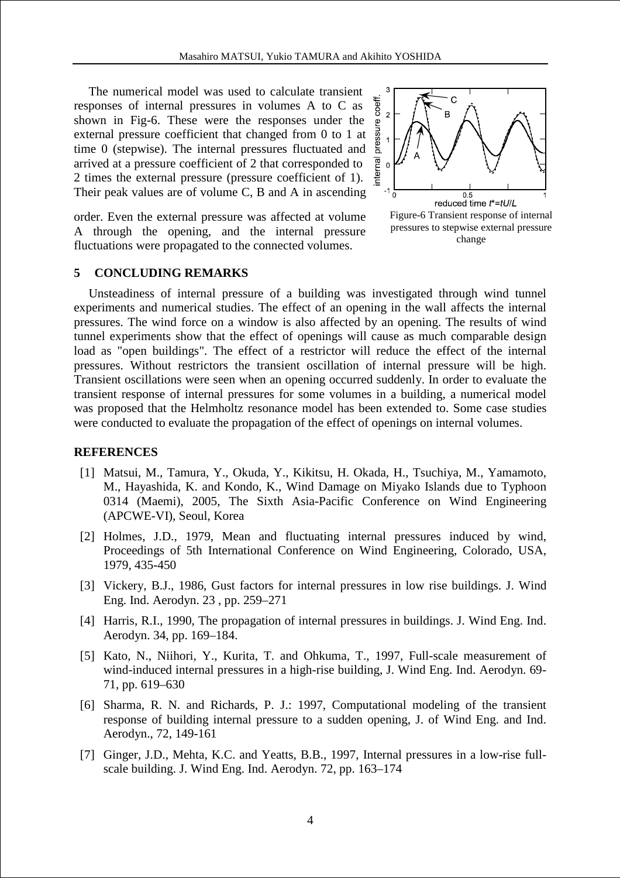The numerical model was used to calculate transient responses of internal pressures in volumes A to C as shown in Fig-6. These were the responses under the external pressure coefficient that changed from 0 to 1 at time 0 (stepwise). The internal pressures fluctuated and arrived at a pressure coefficient of 2 that corresponded to 2 times the external pressure (pressure coefficient of 1). Their peak values are of volume C, B and A in ascending order. Even the external pressure was affected at volume A through the opening, and the internal pressure fluctuations were propagated to the connected volumes.

internal pressure coeff.

3
2
1
0
-1

C
B
A

0
0.5
1

reduced time $t^*=tU/L$

Figure-6 Transient response of internal pressures to stepwise external pressure change

## 5 CONCLUDING REMARKS

Unsteadiness of internal pressure of a building was investigated through wind tunnel experiments and numerical studies. The effect of an opening in the wall affects the internal pressures. The wind force on a window is also affected by an opening. The results of wind tunnel experiments show that the effect of openings will cause as much comparable design load as "open buildings". The effect of a restrictor will reduce the effect of the internal pressures. Without restrictors the transient oscillation of internal pressure will be high. Transient oscillations were seen when an opening occurred suddenly. In order to evaluate the transient response of internal pressures for some volumes in a building, a numerical model was proposed that the Helmholtz resonance model has been extended to. Some case studies were conducted to evaluate the propagation of the effect of openings on internal volumes.

## REFERENCES

[1] Matsui, M., Tamura, Y., Okuda, Y., Kikitsu, H. Okada, H., Tsuchiya, M., Yamamoto, M., Hayashida, K. and Kondo, K., Wind Damage on Miyako Islands due to Typhoon 0314 (Maemi), 2005, The Sixth Asia-Pacific Conference on Wind Engineering (APCWE-VI), Seoul, Korea

[2] Holmes, J.D., 1979, Mean and fluctuating internal pressures induced by wind, Proceedings of 5th International Conference on Wind Engineering, Colorado, USA, 1979, 435-450

[3] Vickery, B.J., 1986, Gust factors for internal pressures in low rise buildings. J. Wind Eng. Ind. Aerodyn. 23 , pp. 259–271

[4] Harris, R.I., 1990, The propagation of internal pressures in buildings. J. Wind Eng. Ind. Aerodyn. 34, pp. 169–184.

[5] Kato, N., Niihori, Y., Kurita, T. and Ohkuma, T., 1997, Full-scale measurement of wind-induced internal pressures in a high-rise building, J. Wind Eng. Ind. Aerodyn. 69-71, pp. 619–630

[6] Sharma, R. N. and Richards, P. J.: 1997, Computational modeling of the transient response of building internal pressure to a sudden opening, J. of Wind Eng. and Ind. Aerodyn., 72, 149-161

[7] Ginger, J.D., Mehta, K.C. and Yeatts, B.B., 1997, Internal pressures in a low-rise full-scale building. J. Wind Eng. Ind. Aerodyn. 72, pp. 163–174